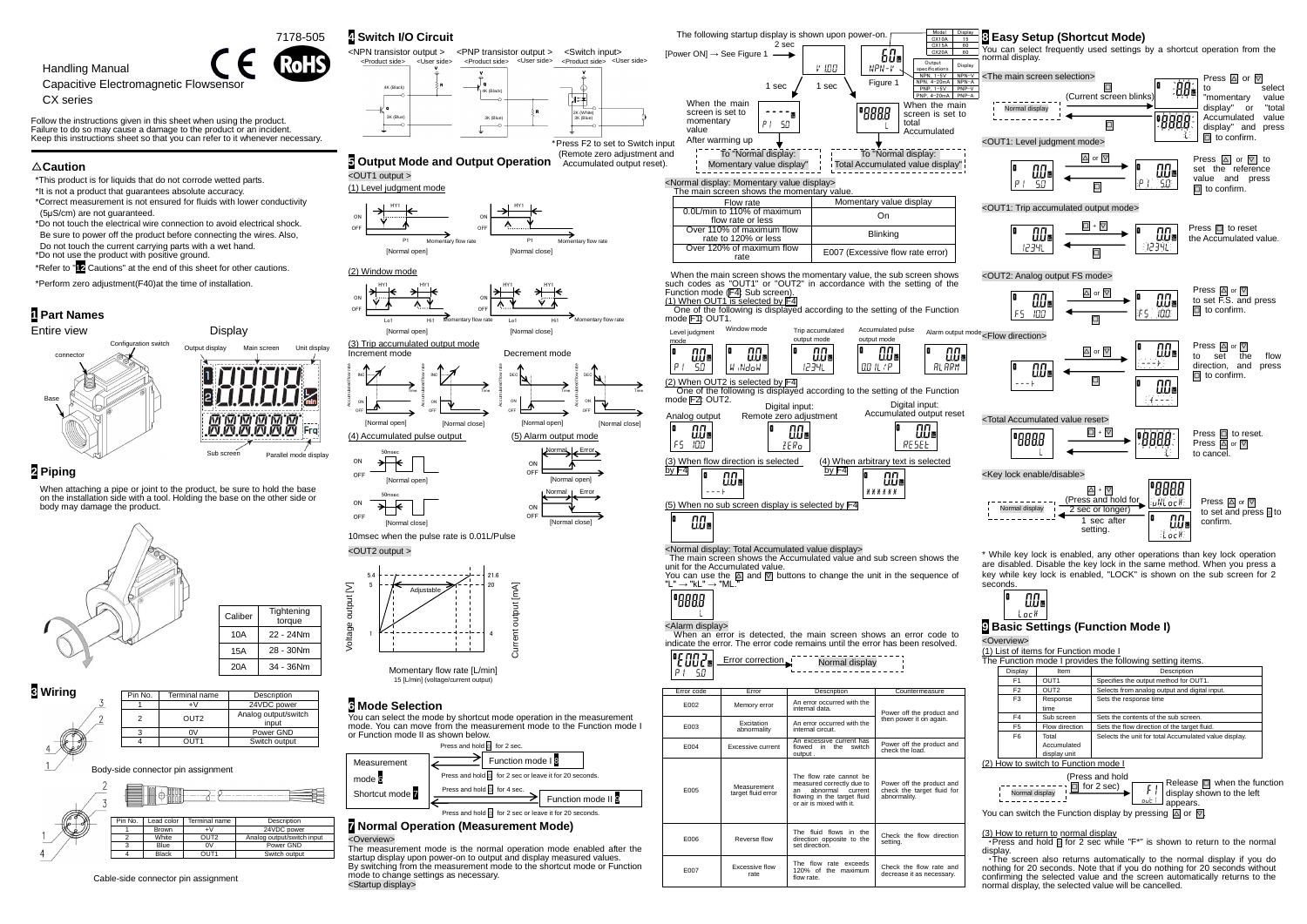7178-505

Handling Manual

Capacitive Electromagnetic Flowsensor

CX series

Follow the instructions given in this sheet when using the product.
Failure to do so may cause a damage to the product or an incident.
Keep this instructions sheet so that you can refer to it whenever necessary.

## ⚠Caution

- *This product is for liquids that do not corrode wetted parts.
- *It is not a product that guarantees absolute accuracy.
- *Correct measurement is not ensured for fluids with lower conductivity (5μS/cm) are not guaranteed.
- *Do not touch the electrical wire connection to avoid electrical shock. Be sure to power off the product before connecting the wires. Also, Do not touch the current carrying parts with a wet hand.
- *Do not use the product with positive ground.
- *Refer to "12 Cautions" at the end of this sheet for other cautions.
- *Perform zero adjustment(F40)at the time of installation.

## 1 Part Names

Entire view: Configuration switch, connector, Base

Display: Output display, Main screen, Unit display, Sub screen, Parallel mode display

## 2 Piping

When attaching a pipe or joint to the product, be sure to hold the base on the installation side with a tool. Holding the base on the other side or body may damage the product.

| Caliber | Tightening torque |
|---|---|
| 10A | 22 - 24Nm |
| 15A | 28 - 30Nm |
| 20A | 34 - 36Nm |

## 3 Wiring

| Pin No. | Terminal name | Description |
|---|---|---|
| 1 | +V | 24VDC power |
| 2 | OUT2 | Analog output/switch input |
| 3 | 0V | Power GND |
| 4 | OUT1 | Switch output |

Body-side connector pin assignment

| Pin No. | Lead color | Terminal name | Description |
|---|---|---|---|
| 1 | Brown | +V | 24VDC power |
| 2 | White | OUT2 | Analog output/switch input |
| 3 | Blue | 0V | Power GND |
| 4 | Black | OUT1 | Switch output |

Cable-side connector pin assignment

## 4 Switch I/O Circuit

<NPN transistor output > <PNP transistor output > <Switch input>

<Product side> <User side> <Product side> <User side> <Product side> <User side>

*Press F2 to set to Switch input (Remote zero adjustment and Accumulated output reset).

## 5 Output Mode and Output Operation

<OUT1 output >

(1) Level judgment mode

[Normal open] [Normal close]

(2) Window mode

[Normal open] [Normal close]

(3) Trip accumulated output mode

Increment mode / Decrement mode

[Normal open] [Normal close] [Normal open] [Normal close]

(4) Accumulated pulse output

(5) Alarm output mode

10msec when the pulse rate is 0.01L/Pulse

<OUT2 output >

Momentary flow rate [L/min]
15 [L/min] (voltage/current output)

## 6 Mode Selection

You can select the mode by shortcut mode operation in the measurement mode. You can move from the measurement mode to the Function mode I or Function mode II as shown below.

- Measurement mode 7 → Press and hold S for 2 sec. → Function mode I 9
- Press and hold S for 2 sec or leave it for 20 seconds.
- Shortcut mode 7 → Press and hold S for 4 sec. → Function mode II 9
- Press and hold S for 2 sec or leave it for 20 seconds.

## 7 Normal Operation (Measurement Mode)

<Overview>

The measurement mode is the normal operation mode enabled after the startup display upon power-on to output and display measured values. By switching from the measurement mode to the shortcut mode or Function mode to change settings as necessary.

<Startup display>

The following startup display is shown upon power-on.

[Power ON] → See Figure 1 → 2 sec → 1 sec → 1 sec

| Model | Display |
|---|---|
| CX10A | 15 |
| CX15A | 60 |
| CX20A | 60 |

| Output specifications | Display |
|---|---|
| NPN, 1-5V | NPN-V |
| NPN, 4-20mA | NPN-A |
| PNP, 1-5V | PNP-V |
| PNP, 4-20mA | PNP-A |

Figure 1

When the main screen is set to momentary value / When the main screen is set to total Accumulated

After warming up

To "Normal display: Momentary value display" / To "Normal display: Total Accumulated value display"

<Normal display: Momentary value display>

The main screen shows the momentary value.

| Flow rate | Momentary value display |
|---|---|
| 0.0L/min to 110% of maximum flow rate or less | On |
| Over 110% of maximum flow rate to 120% or less | Blinking |
| Over 120% of maximum flow rate | E007 (Excessive flow rate error) |

When the main screen shows the momentary value, the sub screen shows such codes as "OUT1" or "OUT2" in accordance with the setting of the Function mode (F4: Sub screen).

(1) When OUT1 is selected by F4

One of the following is displayed according to the setting of the Function mode F1: OUT1.

Level judgment mode / Window mode / Trip accumulated output mode / Accumulated pulse output mode / Alarm output mode

(2) When OUT2 is selected by F4

One of the following is displayed according to the setting of the Function mode F2: OUT2.

Analog output / Digital input: Remote zero adjustment / Digital input: Accumulated output reset

(3) When flow direction is selected by F4

(4) When arbitrary text is selected by F4

(5) When no sub screen display is selected by F4

<Normal display: Total Accumulated value display>

The main screen shows the Accumulated value and sub screen shows the unit for the Accumulated value.

You can use the △ and ▽ buttons to change the unit in the sequence of "L" → "kL" → "ML".

<Alarm display>

When an error is detected, the main screen shows an error code to indicate the error. The error code remains until the error has been resolved.

Error correction → Normal display

| Error code | Error | Description | Countermeasure |
|---|---|---|---|
| E002 | Memory error | An error occurred with the internal data. | Power off the product and then power it on again. |
| E003 | Excitation abnormality | An error occurred with the internal circuit. | |
| E004 | Excessive current | An excessive current has flowed in the switch output. | Power off the product and check the load. |
| E005 | Measurement target fluid error | The flow rate cannot be measured correctly due to an abnormal current flowing in the target fluid or air is mixed with it. | Power off the product and check the target fluid for abnormality. |
| E006 | Reverse flow | The fluid flows in the direction opposite to the set direction. | Check the flow direction setting. |
| E007 | Excessive flow rate | The flow rate exceeds 120% of the maximum flow rate. | Check the flow rate and decrease it as necessary. |

## 8 Easy Setup (Shortcut Mode)

You can select frequently used settings by a shortcut operation from the normal display.

<The main screen selection>

Normal display → S (Current screen blinks) → Press △ or ▽ to select "momentary value display" or "total Accumulated value display" and press S to confirm.

<OUT1: Level judgment mode>

Press △ or ▽ to set the reference value and press S to confirm.

<OUT1: Trip accumulated output mode>

Press S to reset the Accumulated value.

<OUT2: Analog output FS mode>

Press △ or ▽ to set F.S. and press S to confirm.

<Flow direction>

Press △ or ▽ to set the flow direction, and press S to confirm.

<Total Accumulated value reset>

Press S to reset. Press △ or ▽ to cancel.

<Key lock enable/disable>

Normal display → △ + ▽ (Press and hold for 2 sec or longer) → Press △ or ▽ to set and press S to confirm. 1 sec after setting.

* While key lock is enabled, any other operations than key lock operation are disabled. Disable the key lock in the same method. When you press a key while key lock is enabled, "LOCK" is shown on the sub screen for 2 seconds.

## 9 Basic Settings (Function Mode I)

<Overview>

(1) List of items for Function mode I

The Function mode I provides the following setting items.

| Display | Item | Description |
|---|---|---|
| F1 | OUT1 | Specifies the output method for OUT1. |
| F2 | OUT2 | Selects from analog output and digital input. |
| F3 | Response time | Sets the response time |
| F4 | Sub screen | Sets the contents of the sub screen. |
| F5 | Flow direction | Sets the flow direction of the target fluid. |
| F6 | Total Accumulated display unit | Selects the unit for total Accumulated value display. |

(2) How to switch to Function mode I

Normal display → (Press and hold S for 2 sec) → Release S when the function display shown to the left appears.

You can switch the Function display by pressing △ or ▽.

(3) How to return to normal display

・Press and hold S for 2 sec while "F*" is shown to return to the normal display.

・The screen also returns automatically to the normal display if you do nothing for 20 seconds. Note that if you do nothing for 20 seconds without confirming the selected value and the screen automatically returns to the normal display, the selected value will be cancelled.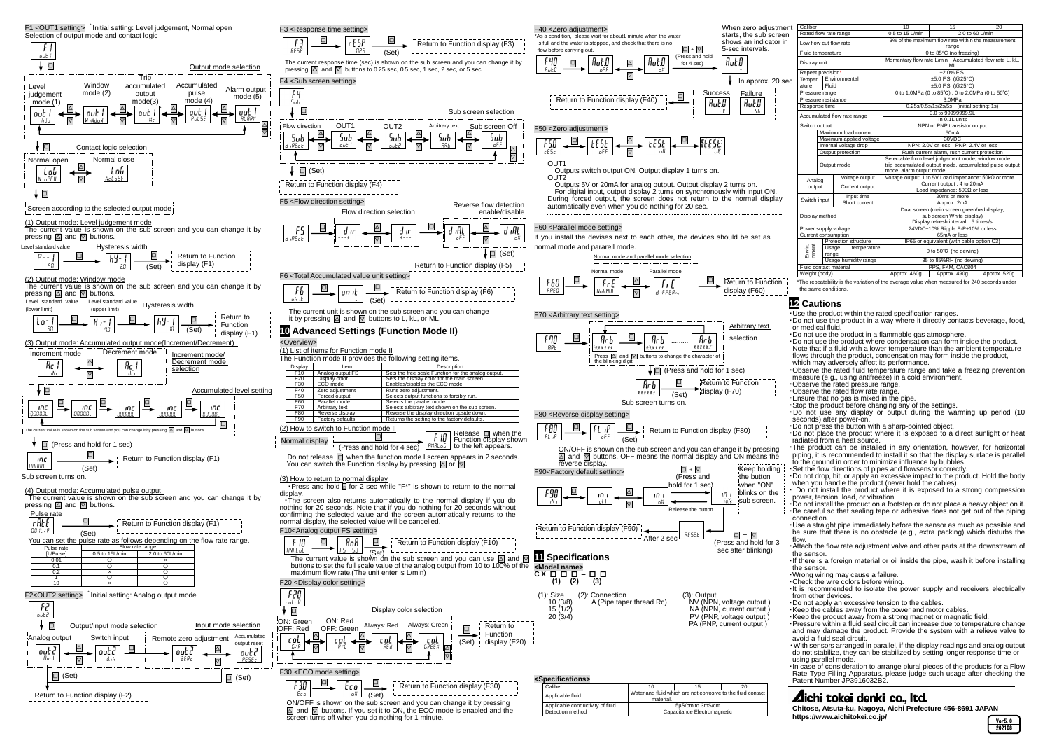F1 <OUT1 setting> * Initial setting: Level judgement, Normal open
Selection of output mode and contact logic

F1 out1

Output mode selection

Level judgement mode (1) — out1 HYS
Window mode (2) — out1 W.NdoW
Trip accumulated output mode(3) — out1 INt
Accumulated pulse mode (4) — out1 PuLSE
Alarm output mode (5) — out1 ALARM

Contact logic selection

Normal open — LoG N.oPEN
Normal close — LoG NcLoSE

Screen according to the selected output mode

(1) Output mode: Level judgement mode

The current value is shown on the sub screen and you can change it by pressing △ and ▽ buttons.

Level standard value P--1 50 → Hysteresis width hy-1 20 (Set) → Return to Function display (F1)

(2) Output mode: Window mode

The current value is shown on the sub screen and you can change it by pressing △ and ▽ buttons.

Level standard value (lower limit) Lo-1 50 → Level standard value (upper limit) Hi-1 90 → Hysteresis width hy-1 10 (Set) → Return to Function display (F1)

(3) Output mode: Accumulated output mode(Increment/Decrement)

Increment mode Ac1 Inc — Decrement mode Ac1 dEc — Increment mode/ Decrement mode selection

Accumulated level setting

INC 000000L

The current value is shown on the sub screen and you can change it by pressing △ and ▽ buttons.

(Press and hold for 1 sec)

INC 000000L (Set) → Return to Function display (F1)

Sub screen turns on.

(4) Output mode: Accumulated pulse output

The current value is shown on the sub screen and you can change it by pressing △ and ▽ buttons.

Pulse rate rAtE 00.1L/P (Set) → Return to Function display (F1)

You can set the pulse rate as follows depending on the flow rate range.

| Pulse rate [L/Pulse] | Flow rate range 0.5 to 15L/min | 2.0 to 60L/min |
|---|---|---|
| 0.01 | ○ | × |
| 0.1 | ○ | ○ |
| 0.2 | × | ○ |
| 1 | ○ | ○ |
| 10 | × | ○ |

F2<OUT2 setting> * Initial setting: Analog output mode

F2 out2

Output/input mode selection — Input mode selection

Analog output out2 Aout — Switch input out2 d.IN — Remote zero adjustment out2 2ERo — Accumulated output reset out2 RESEt

(Set) (Set)

Return to Function display (F2)

F3 <Response time setting>

F3 rESP → rESP 025 (Set) → Return to Function display (F3)

The current response time (sec) is shown on the sub screen and you can change it by pressing △ and ▽ buttons to 0.25 sec, 0.5 sec, 1 sec, 2 sec, or 5 sec.

F4 <Sub screen setting>

F4 Sub

Sub screen selection

Flow direction Sub dIREct — OUT1 Sub out1 — OUT2 Sub out2 — Arbitrary text Sub ARb — Sub screen Off Sub oFF

(Set)

Return to Function display (F4)

F5 <Flow direction setting>

F5 dIREct → Flow direction selection: dIr ---> / dIr <--- → Reverse flow detection enable/disable: dIAL oFF / dIAL oN → (Set) → Return to Function display (F5)

F6 <Total Accumulated value unit setting>

F6 uNIt → uNIt L (Set) → Return to Function display (F6)

The current unit is shown on the sub screen and you can change it by pressing △ and ▽ buttons to L, kL, or ML.

## 10 Advanced Settings (Function Mode II)

<Overview>

(1) List of items for Function mode II

The Function mode II provides the following setting items.

| Display | Item | Description |
|---|---|---|
| F10 | Analog output FS | Sets the free scale Function for the analog output. |
| F20 | Display color | Sets the display color for the main screen. |
| F30 | ECO mode | Enables/disables the ECO mode. |
| F40 | Zero adjustment | Runs zero adjustment. |
| F50 | Forced output | Selects output functions to forcibly run. |
| F60 | Parallel mode | Selects the parallel mode. |
| F70 | Arbitrary text | Selects arbitrary text shown on the sub screen. |
| F80 | Reverse display | Reverse the display direction upside down. |
| F90 | Factory defaults | Returns the setting to the factory defaults. |

(2) How to switch to Function mode II

Normal display (Press and hold for 4 sec) → F10 AN ALoG — Release when the Function display shown to the left appears.

Do not release when the function mode I screen appears in 2 seconds. You can switch the Function display by pressing △ or ▽.

(3) How to return to normal display

・Press and hold for 2 sec while "F*" is shown to return to the normal display.

・The screen also returns automatically to the normal display if you do nothing for 20 seconds. Note that if you do nothing for 20 seconds without confirming the selected value and the screen automatically returns to the normal display, the selected value will be cancelled.

F10<Analog output FS setting>

F10 ANALoG → AnA FS 50 (Set) → Return to Function display (F10)

The current value is shown on the sub screen and you can use △ and ▽ buttons to set the full scale value of the analog output from 10 to 100% of the maximum flow rate.(The unit enter is L/min)

F20 <Display color setting>

F20 coLoR

Display color selection

ON: Green OFF: Red col G/R — ON: Red OFF: Green col R/G — Always: Red col REd — Always: Green col GREEN → (Set) → Return to Function display (F20)

F30 <ECO mode setting>

F30 Eco → Eco oN (Set) → Return to Function display (F30)

ON/OFF is shown on the sub screen and you can change it by pressing △ and ▽ buttons. If you set it to ON, the ECO mode is enabled and the screen turns off when you do nothing for 1 minute.

F40 <Zero adjustment>

*As a condition, please wait for about1 minute when the water is full and the water is stopped, and check that there is no flow before carrying out.

When zero adjustment starts, the sub screen shows an indicator in 5-sec intervals.

F40 AutO → AutO oFF ⇄ AutO oN → △ + ▽ (Press and hold for 4 sec) → AutO - → In approx. 20 sec → Success AutO oK / Failure AutO NG

Return to Function display (F40)

F50 <Zero adjustment>

F50 tESt → tESt oFF ⇄ tESt oN → tESt oN

OUT1
Outputs switch output ON. Output display 1 turns on.
OUT2
Outputs 5V or 20mA for analog output. Output display 2 turns on.
For digital input, output display 2 turns on synchronously with input ON.
During forced output, the screen does not return to the normal display automatically even when you do nothing for 20 sec.

F60 <Parallel mode setting>

If you install the devises next to each other, the devices should be set as normal mode and pararell mode.

Normal mode and parallel mode selection

F60 FREQ → Normal mode FrE NoRMAL ⇄ Parallel mode FrE dIFFERn → Return to Function display (F60)

F70 <Arbitrary text setting>

F70 ARb → Arb ###### → Arb ###### ........ Arb ###### — Arbitrary text selection

Press △ and ▽ buttons to change the character of the blinking digit.

(Press and hold for 1 sec)

Arb ###### (Set) → Return to Function display (F70)

Sub screen turns on.

F80 <Reverse display setting>

F80 FLIP → FLIP oFF (Set) → Return to Function display (F80)

ON/OFF is shown on the sub screen and you can change it by pressing △ and ▽ buttons. OFF means the normal display and ON means the reverse display.

F90<Factory default setting>

F90 INI → INI oFF ⇄ INI oN → △ + ▽ (Press and hold for 1 sec) → INI oN — Keep holding the button when "ON" blinks on the sub screen.

Release the button.

Return to Function display (F90) ← After 2 sec ← RESEt ← △ + ▽ (Press and hold for 3 sec after blinking)

## 11 Specifications

**<Model name>**

C X □ □ – □ □
(1) (2) (3)

(1): Size
10 (3/8)
15 (1/2)
20 (3/4)

(2): Connection
A (Pipe taper thread Rc)

(3): Output
NV (NPN, voltage output )
NA (NPN, current output )
PV (PNP, voltage output )
PA (PNP, current output )

**<Specifications>**

| Caliber | | | 10 | 15 | 20 |
|---|---|---|---|---|---|
| Applicable fluid | | | Water and fluid which are not corrosive to the fluid contact material. | | |
| Applicable conductivity of fluid | | | 5μS/cm to 3mS/cm | | |
| Detection method | | | Capacitance Electromagnetic | | |
| Rated flow rate range | | | 0.5 to 15 L/min | 2.0 to 60 L/min | |
| Low flow cut flow rate | | | 3% of the maximum flow rate within the measurement range | | |
| Fluid temperature | | | 0 to 85°C (no freezing) | | |
| Display unit | | | Momentary flow rate L/min Accumulated flow rate L, kL, ML | | |
| Repeat precision* | | | ±2.0% F.S. | | |
| Temperature | Environmental | | ±5.0 F.S. (@25°C) | | |
| | Fluid | | ±5.0 F.S. (@25°C) | | |
| Pressure range | | | 0 to 1.0MPa (0 to 85°C) , 0 to 2.0MPa (0 to 50°C) | | |
| Pressure resistance | | | 3.0MPa | | |
| Response time | | | 0.25s/0.5s/1s/2s/5s (initial setting: 1s) | | |
| Accumulated flow rate range | | | 0.0 to 99999999.9L In 0.1L units | | |
| Switch output | | | NPN or PNP transistor output | | |
| | Maximum load current | | 50mA | | |
| | Maximum applied voltage | | 30VDC | | |
| | Internal voltage drop | | NPN: 2.0V or less PNP: 2.4V or less | | |
| | Output protection | | Rush current alarm, rush current protection | | |
| | Output mode | | Selectable from level judgement mode, window mode, trip accumulated output mode, accumulated pulse output mode, alarm output mode | | |
| Analog output | Voltage output | | Voltage output: 1 to 5V Load impedance: 50kΩ or more | | |
| | Current output | | Current output : 4 to 20mA Load impedance: 500Ω or less | | |
| Switch input | Input time | | 20ms or more | | |
| | Short current | | Approx. 2mA | | |
| Display method | | | Dual screen (main screen green/red display, sub screen White display) Display refresh interval 5 times/s | | |
| Power supply voltage | | | 24VDC±10% Ripple P-P±10% or less | | |
| Current consumption | | | 65mA or less | | |
| Environment | Protection structure | | IP65 or equivalent (with cable option C3) | | |
| | Usage temperature range | | 0 to 50℃ (no dewing) | | |
| | Usage humidity range | | 35 to 85%RH (no dewing) | | |
| Fluid contact material | | | PPS, FKM, CAC804 | | |
| Weight (body) | | | Approx. 460g | Approx. 490g | Approx. 520g |

*The repeatability is the variation of the average value when measured for 240 seconds under the same conditions.

## 12 Cautions

・Use the product within the rated specification ranges.
・Do not use the product in a way where it directly contacts beverage, food, or medical fluid.
・Do not use the product in a flammable gas atmosphere.
・Do not use the product where condensation can form inside the product. Note that if a fluid with a lower temperature than the ambient temperature flows through the product, condensation may form inside the product, which may adversely affect its performance.
・Observe the rated fluid temperature range and take a freezing prevention measure (e.g., using antifreeze) in a cold environment.
・Observe the rated pressure range.
・Observe the rated flow rate range.
・Ensure that no gas is mixed in the pipe.
・Stop the product before changing any of the settings.
・Do not use any display or output during the warming up period (10 seconds) after power-on.
・Do not press the button with a sharp-pointed object.
・Do not place the product where it is exposed to a direct sunlight or heat radiated from a heat source.
・The product can be installed in any orientation, however, for horizontal piping, it is recommended to install it so that the display surface is parallel to the ground in order to minimize influence by bubbles.
・Set the flow directions of pipes and flowsensor correctly.
・Do not drop, hit, or apply an excessive impact to the product. Hold the body when you handle the product (never hold the cables).
・ Do not install the product where it is exposed to a strong compression power, tension, load, or vibration.
・Do not install the product on a footstep or do not place a heavy object on it.
・Be careful so that sealing tape or adhesive does not get out of the piping connection.
・Use a straight pipe immediately before the sensor as much as possible and be sure that there is no obstacle (e.g., extra packing) which disturbs the flow.
・Attach the flow rate adjustment valve and other parts at the downstream of the sensor.
・If there is a foreign material or oil inside the pipe, wash it before installing the sensor.
・Wrong wiring may cause a failure.
・Check the wire colors before wiring.
・It is recommended to isolate the power supply and receivers electrically from other devices.
・Do not apply an excessive tension to the cables.
・Keep the cables away from the power and motor cables.
・Keep the product away from a strong magnet or magnetic field.
・Pressure within a fluid seal circuit can increase due to temperature change and may damage the product. Provide the system with a relieve valve to avoid a fluid seal circuit.
・With sensors arranged in parallel, if the display readings and analog output do not stabilize, they can be stabilized by setting longer response time or using parallel mode.
・In case of consideration to arrange plural pieces of the products for a Flow Rate Type Filling Apparatus, please judge such usage after checking the Patent Number JP3916032B2.

**Aichi tokei denki co., ltd.**
Chitose, Atsuta-ku, Nagoya, Aichi Prefecture 456-8691 JAPAN
https://www.aichitokei.co.jp/

Ver5.0 202108